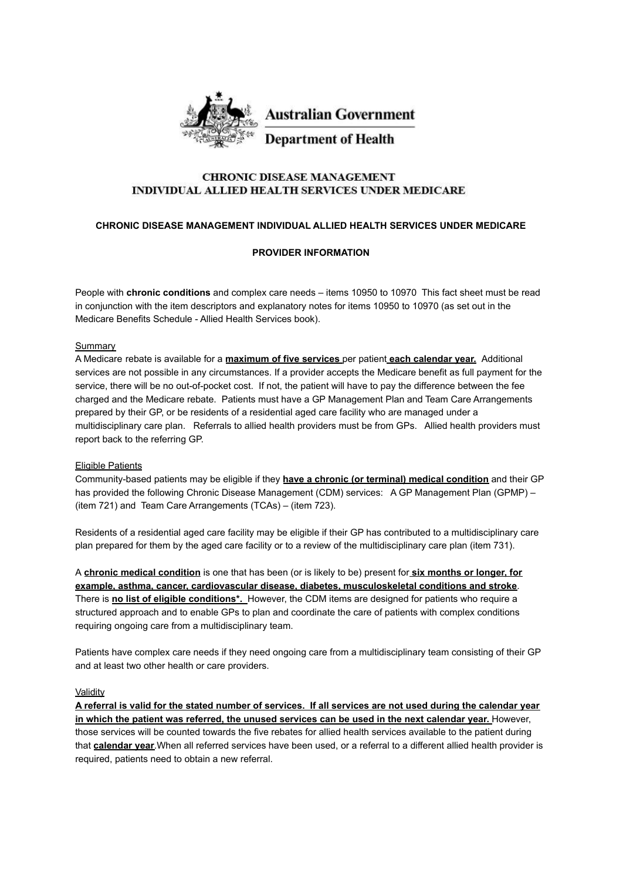**Australian Government**

**Department of Health**

# CHRONIC DISEASE MANAGEMENT INDIVIDUAL ALLIED HEALTH SERVICES UNDER MEDICARE

**CHRONIC DISEASE MANAGEMENT INDIVIDUAL ALLIED HEALTH SERVICES UNDER MEDICARE**

**PROVIDER INFORMATION**

People with **chronic conditions** and complex care needs – items 10950 to 10970 This fact sheet must be read in conjunction with the item descriptors and explanatory notes for items 10950 to 10970 (as set out in the Medicare Benefits Schedule - Allied Health Services book).

## Summary

A Medicare rebate is available for a **maximum of five services** per patient **each calendar year.** Additional services are not possible in any circumstances. If a provider accepts the Medicare benefit as full payment for the service, there will be no out-of-pocket cost. If not, the patient will have to pay the difference between the fee charged and the Medicare rebate. Patients must have a GP Management Plan and Team Care Arrangements prepared by their GP, or be residents of a residential aged care facility who are managed under a multidisciplinary care plan. Referrals to allied health providers must be from GPs. Allied health providers must report back to the referring GP.

## Eligible Patients

Community-based patients may be eligible if they **have a chronic (or terminal) medical condition** and their GP has provided the following Chronic Disease Management (CDM) services: A GP Management Plan (GPMP) – (item 721) and Team Care Arrangements (TCAs) – (item 723).

Residents of a residential aged care facility may be eligible if their GP has contributed to a multidisciplinary care plan prepared for them by the aged care facility or to a review of the multidisciplinary care plan (item 731).

A **chronic medical condition** is one that has been (or is likely to be) present for **six months or longer, for example, asthma, cancer, cardiovascular disease, diabetes, musculoskeletal conditions and stroke**. There is **no list of eligible conditions*.** However, the CDM items are designed for patients who require a structured approach and to enable GPs to plan and coordinate the care of patients with complex conditions requiring ongoing care from a multidisciplinary team.

Patients have complex care needs if they need ongoing care from a multidisciplinary team consisting of their GP and at least two other health or care providers.

## Validity

**A referral is valid for the stated number of services. If all services are not used during the calendar year in which the patient was referred, the unused services can be used in the next calendar year.** However, those services will be counted towards the five rebates for allied health services available to the patient during that **calendar year**.When all referred services have been used, or a referral to a different allied health provider is required, patients need to obtain a new referral.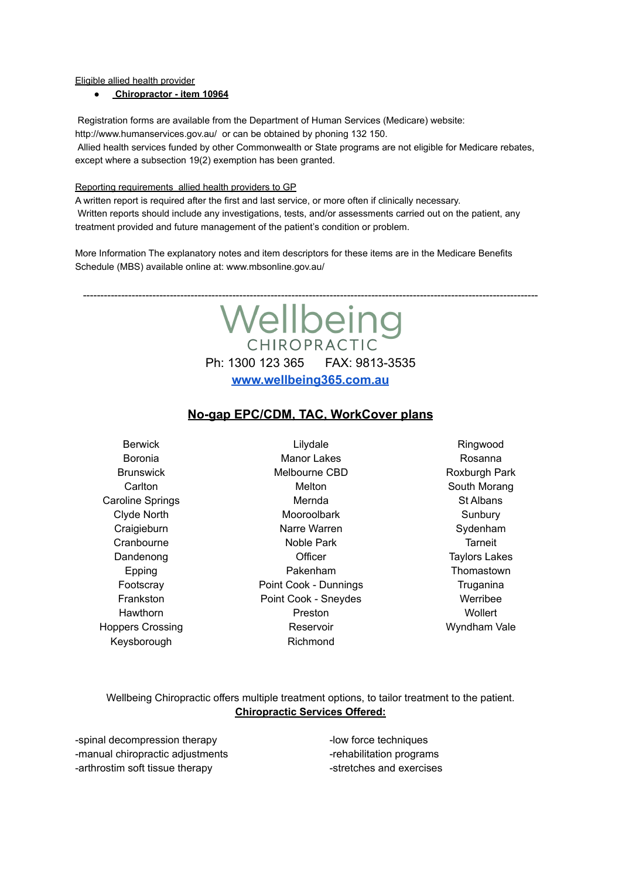<u>Eligible allied health provider</u>

- **<u>Chiropractor - item 10964</u>**

Registration forms are available from the Department of Human Services (Medicare) website: http://www.humanservices.gov.au/ or can be obtained by phoning 132 150.

Allied health services funded by other Commonwealth or State programs are not eligible for Medicare rebates, except where a subsection 19(2) exemption has been granted.

<u>Reporting requirements allied health providers to GP</u>

A written report is required after the first and last service, or more often if clinically necessary.

Written reports should include any investigations, tests, and/or assessments carried out on the patient, any treatment provided and future management of the patient's condition or problem.

More Information The explanatory notes and item descriptors for these items are in the Medicare Benefits Schedule (MBS) available online at: www.mbsonline.gov.au/

---

# Wellbeing
## CHIROPRACTIC

Ph: 1300 123 365 FAX: 9813-3535

**[www.wellbeing365.com.au](http://www.wellbeing365.com.au)**

## <u>No-gap EPC/CDM, TAC, WorkCover plans</u>

| | | |
|---|---|---|
| Berwick | Lilydale | Ringwood |
| Boronia | Manor Lakes | Rosanna |
| Brunswick | Melbourne CBD | Roxburgh Park |
| Carlton | Melton | South Morang |
| Caroline Springs | Mernda | St Albans |
| Clyde North | Mooroolbark | Sunbury |
| Craigieburn | Narre Warren | Sydenham |
| Cranbourne | Noble Park | Tarneit |
| Dandenong | Officer | Taylors Lakes |
| Epping | Pakenham | Thomastown |
| Footscray | Point Cook - Dunnings | Truganina |
| Frankston | Point Cook - Sneydes | Werribee |
| Hawthorn | Preston | Wollert |
| Hoppers Crossing | Reservoir | Wyndham Vale |
| Keysborough | Richmond | |

Wellbeing Chiropractic offers multiple treatment options, to tailor treatment to the patient.

**<u>Chiropractic Services Offered:</u>**

-spinal decompression therapy
-manual chiropractic adjustments
-arthrostim soft tissue therapy
-low force techniques
-rehabilitation programs
-stretches and exercises